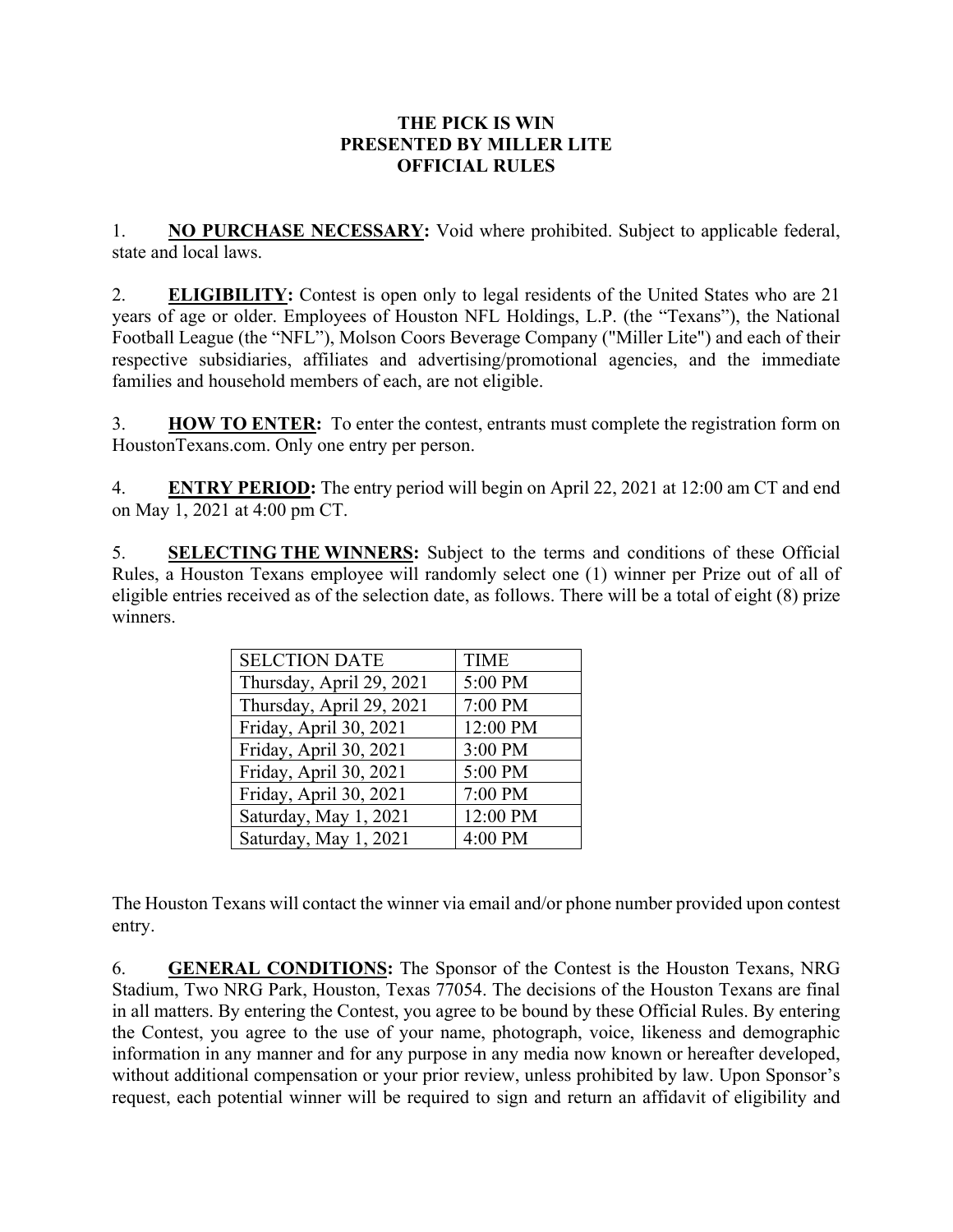# THE PICK IS WIN
# PRESENTED BY MILLER LITE
# OFFICIAL RULES

1. **NO PURCHASE NECESSARY:** Void where prohibited. Subject to applicable federal, state and local laws.

2. **ELIGIBILITY:** Contest is open only to legal residents of the United States who are 21 years of age or older. Employees of Houston NFL Holdings, L.P. (the "Texans"), the National Football League (the "NFL"), Molson Coors Beverage Company ("Miller Lite") and each of their respective subsidiaries, affiliates and advertising/promotional agencies, and the immediate families and household members of each, are not eligible.

3. **HOW TO ENTER:** To enter the contest, entrants must complete the registration form on HoustonTexans.com. Only one entry per person.

4. **ENTRY PERIOD:** The entry period will begin on April 22, 2021 at 12:00 am CT and end on May 1, 2021 at 4:00 pm CT.

5. **SELECTING THE WINNERS:** Subject to the terms and conditions of these Official Rules, a Houston Texans employee will randomly select one (1) winner per Prize out of all of eligible entries received as of the selection date, as follows. There will be a total of eight (8) prize winners.

| SELCTION DATE | TIME |
|---|---|
| Thursday, April 29, 2021 | 5:00 PM |
| Thursday, April 29, 2021 | 7:00 PM |
| Friday, April 30, 2021 | 12:00 PM |
| Friday, April 30, 2021 | 3:00 PM |
| Friday, April 30, 2021 | 5:00 PM |
| Friday, April 30, 2021 | 7:00 PM |
| Saturday, May 1, 2021 | 12:00 PM |
| Saturday, May 1, 2021 | 4:00 PM |

The Houston Texans will contact the winner via email and/or phone number provided upon contest entry.

6. **GENERAL CONDITIONS:** The Sponsor of the Contest is the Houston Texans, NRG Stadium, Two NRG Park, Houston, Texas 77054. The decisions of the Houston Texans are final in all matters. By entering the Contest, you agree to be bound by these Official Rules. By entering the Contest, you agree to the use of your name, photograph, voice, likeness and demographic information in any manner and for any purpose in any media now known or hereafter developed, without additional compensation or your prior review, unless prohibited by law. Upon Sponsor's request, each potential winner will be required to sign and return an affidavit of eligibility and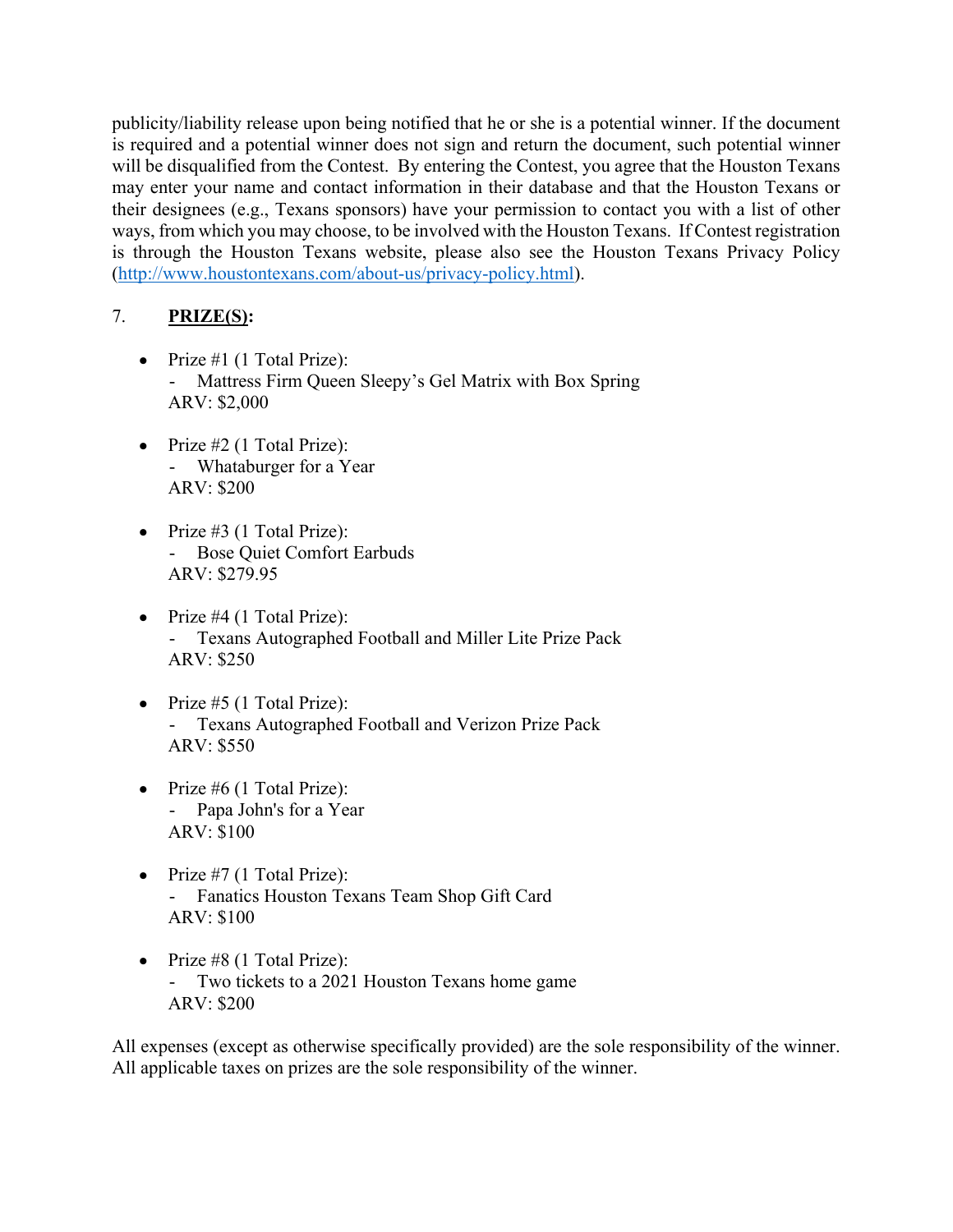publicity/liability release upon being notified that he or she is a potential winner. If the document is required and a potential winner does not sign and return the document, such potential winner will be disqualified from the Contest. By entering the Contest, you agree that the Houston Texans may enter your name and contact information in their database and that the Houston Texans or their designees (e.g., Texans sponsors) have your permission to contact you with a list of other ways, from which you may choose, to be involved with the Houston Texans. If Contest registration is through the Houston Texans website, please also see the Houston Texans Privacy Policy ([http://www.houstontexans.com/about-us/privacy-policy.html](http://www.houstontexans.com/about-us/privacy-policy.html)).

7. **PRIZE(S):**

- Prize #1 (1 Total Prize):
  - Mattress Firm Queen Sleepy's Gel Matrix with Box Spring

  ARV: $2,000

- Prize #2 (1 Total Prize):
  - Whataburger for a Year

  ARV: $200

- Prize #3 (1 Total Prize):
  - Bose Quiet Comfort Earbuds

  ARV: $279.95

- Prize #4 (1 Total Prize):
  - Texans Autographed Football and Miller Lite Prize Pack

  ARV: $250

- Prize #5 (1 Total Prize):
  - Texans Autographed Football and Verizon Prize Pack

  ARV: $550

- Prize #6 (1 Total Prize):
  - Papa John's for a Year

  ARV: $100

- Prize #7 (1 Total Prize):
  - Fanatics Houston Texans Team Shop Gift Card

  ARV: $100

- Prize #8 (1 Total Prize):
  - Two tickets to a 2021 Houston Texans home game

  ARV: $200

All expenses (except as otherwise specifically provided) are the sole responsibility of the winner. All applicable taxes on prizes are the sole responsibility of the winner.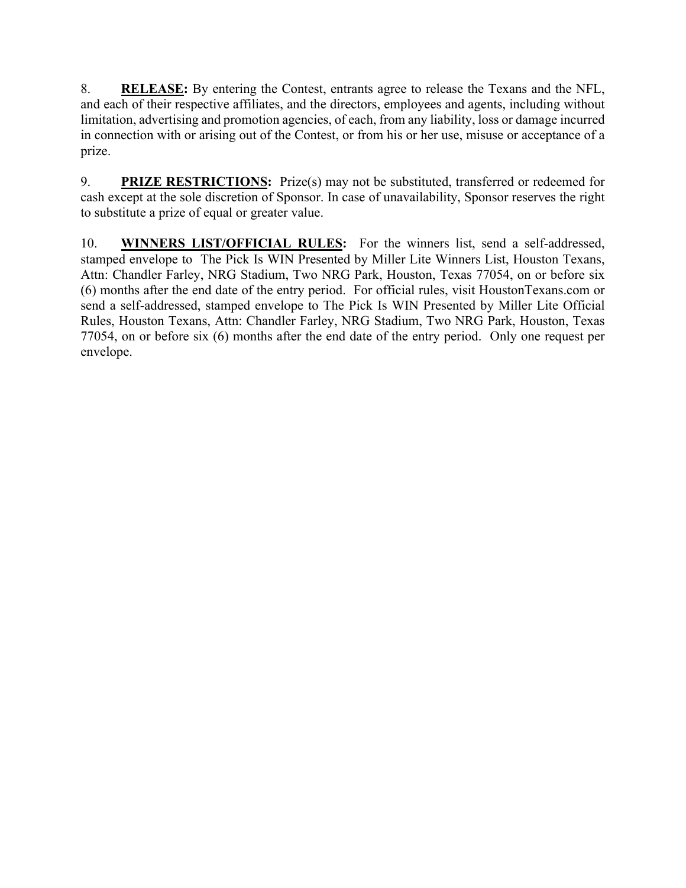8. **<u>RELEASE</u>:** By entering the Contest, entrants agree to release the Texans and the NFL, and each of their respective affiliates, and the directors, employees and agents, including without limitation, advertising and promotion agencies, of each, from any liability, loss or damage incurred in connection with or arising out of the Contest, or from his or her use, misuse or acceptance of a prize.

9. **<u>PRIZE RESTRICTIONS</u>:** Prize(s) may not be substituted, transferred or redeemed for cash except at the sole discretion of Sponsor. In case of unavailability, Sponsor reserves the right to substitute a prize of equal or greater value.

10. **<u>WINNERS LIST/OFFICIAL RULES</u>:** For the winners list, send a self-addressed, stamped envelope to The Pick Is WIN Presented by Miller Lite Winners List, Houston Texans, Attn: Chandler Farley, NRG Stadium, Two NRG Park, Houston, Texas 77054, on or before six (6) months after the end date of the entry period. For official rules, visit HoustonTexans.com or send a self-addressed, stamped envelope to The Pick Is WIN Presented by Miller Lite Official Rules, Houston Texans, Attn: Chandler Farley, NRG Stadium, Two NRG Park, Houston, Texas 77054, on or before six (6) months after the end date of the entry period. Only one request per envelope.